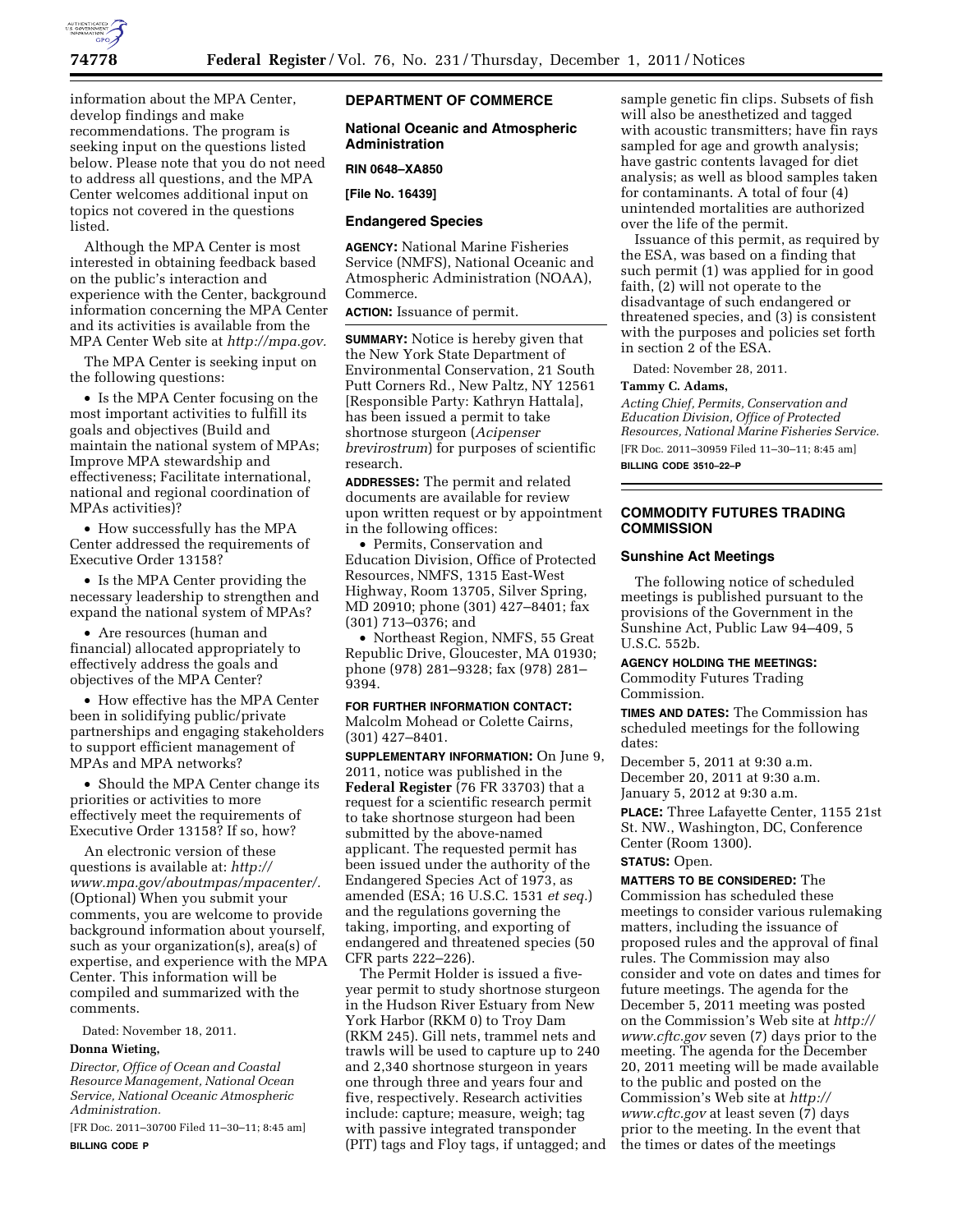information about the MPA Center, develop findings and make recommendations. The program is seeking input on the questions listed below. Please note that you do not need to address all questions, and the MPA Center welcomes additional input on topics not covered in the questions listed.

Although the MPA Center is most interested in obtaining feedback based on the public's interaction and experience with the Center, background information concerning the MPA Center and its activities is available from the MPA Center Web site at *http://mpa.gov*.

The MPA Center is seeking input on the following questions:

- Is the MPA Center focusing on the most important activities to fulfill its goals and objectives (Build and maintain the national system of MPAs; Improve MPA stewardship and effectiveness; Facilitate international, national and regional coordination of MPAs activities)?
- How successfully has the MPA Center addressed the requirements of Executive Order 13158?
- Is the MPA Center providing the necessary leadership to strengthen and expand the national system of MPAs?
- Are resources (human and financial) allocated appropriately to effectively address the goals and objectives of the MPA Center?
- How effective has the MPA Center been in solidifying public/private partnerships and engaging stakeholders to support efficient management of MPAs and MPA networks?
- Should the MPA Center change its priorities or activities to more effectively meet the requirements of Executive Order 13158? If so, how?

An electronic version of these questions is available at: *http://www.mpa.gov/aboutmpas/mpacenter/.* (Optional) When you submit your comments, you are welcome to provide background information about yourself, such as your organization(s), area(s) of expertise, and experience with the MPA Center. This information will be compiled and summarized with the comments.

Dated: November 18, 2011.

**Donna Wieting,**

*Director, Office of Ocean and Coastal Resource Management, National Ocean Service, National Oceanic Atmospheric Administration.*

[FR Doc. 2011–30700 Filed 11–30–11; 8:45 am]

**BILLING CODE P**

## DEPARTMENT OF COMMERCE

### National Oceanic and Atmospheric Administration

**RIN 0648–XA850**

**[File No. 16439]**

### Endangered Species

**AGENCY:** National Marine Fisheries Service (NMFS), National Oceanic and Atmospheric Administration (NOAA), Commerce.

**ACTION:** Issuance of permit.

**SUMMARY:** Notice is hereby given that the New York State Department of Environmental Conservation, 21 South Putt Corners Rd., New Paltz, NY 12561 [Responsible Party: Kathryn Hattala], has been issued a permit to take shortnose sturgeon (*Acipenser brevirostrum*) for purposes of scientific research.

**ADDRESSES:** The permit and related documents are available for review upon written request or by appointment in the following offices:

- Permits, Conservation and Education Division, Office of Protected Resources, NMFS, 1315 East-West Highway, Room 13705, Silver Spring, MD 20910; phone (301) 427–8401; fax (301) 713–0376; and
- Northeast Region, NMFS, 55 Great Republic Drive, Gloucester, MA 01930; phone (978) 281–9328; fax (978) 281–9394.

**FOR FURTHER INFORMATION CONTACT:** Malcolm Mohead or Colette Cairns, (301) 427–8401.

**SUPPLEMENTARY INFORMATION:** On June 9, 2011, notice was published in the **Federal Register** (76 FR 33703) that a request for a scientific research permit to take shortnose sturgeon had been submitted by the above-named applicant. The requested permit has been issued under the authority of the Endangered Species Act of 1973, as amended (ESA; 16 U.S.C. 1531 *et seq.*) and the regulations governing the taking, importing, and exporting of endangered and threatened species (50 CFR parts 222–226).

The Permit Holder is issued a five-year permit to study shortnose sturgeon in the Hudson River Estuary from New York Harbor (RKM 0) to Troy Dam (RKM 245). Gill nets, trammel nets and trawls will be used to capture up to 240 and 2,340 shortnose sturgeon in years one through three and years four and five, respectively. Research activities include: capture; measure, weigh; tag with passive integrated transponder (PIT) tags and Floy tags, if untagged; and sample genetic fin clips. Subsets of fish will also be anesthetized and tagged with acoustic transmitters; have fin rays sampled for age and growth analysis; have gastric contents lavaged for diet analysis; as well as blood samples taken for contaminants. A total of four (4) unintended mortalities are authorized over the life of the permit.

Issuance of this permit, as required by the ESA, was based on a finding that such permit (1) was applied for in good faith, (2) will not operate to the disadvantage of such endangered or threatened species, and (3) is consistent with the purposes and policies set forth in section 2 of the ESA.

Dated: November 28, 2011.

**Tammy C. Adams,**

*Acting Chief, Permits, Conservation and Education Division, Office of Protected Resources, National Marine Fisheries Service.*

[FR Doc. 2011–30959 Filed 11–30–11; 8:45 am]

**BILLING CODE 3510–22–P**

## COMMODITY FUTURES TRADING COMMISSION

### Sunshine Act Meetings

The following notice of scheduled meetings is published pursuant to the provisions of the Government in the Sunshine Act, Public Law 94–409, 5 U.S.C. 552b.

**AGENCY HOLDING THE MEETINGS:** Commodity Futures Trading Commission.

**TIMES AND DATES:** The Commission has scheduled meetings for the following dates:

December 5, 2011 at 9:30 a.m.
December 20, 2011 at 9:30 a.m.
January 5, 2012 at 9:30 a.m.

**PLACE:** Three Lafayette Center, 1155 21st St. NW., Washington, DC, Conference Center (Room 1300).

**STATUS:** Open.

**MATTERS TO BE CONSIDERED:** The Commission has scheduled these meetings to consider various rulemaking matters, including the issuance of proposed rules and the approval of final rules. The Commission may also consider and vote on dates and times for future meetings. The agenda for the December 5, 2011 meeting was posted on the Commission's Web site at *http://www.cftc.gov* seven (7) days prior to the meeting. The agenda for the December 20, 2011 meeting will be made available to the public and posted on the Commission's Web site at *http://www.cftc.gov* at least seven (7) days prior to the meeting. In the event that the times or dates of the meetings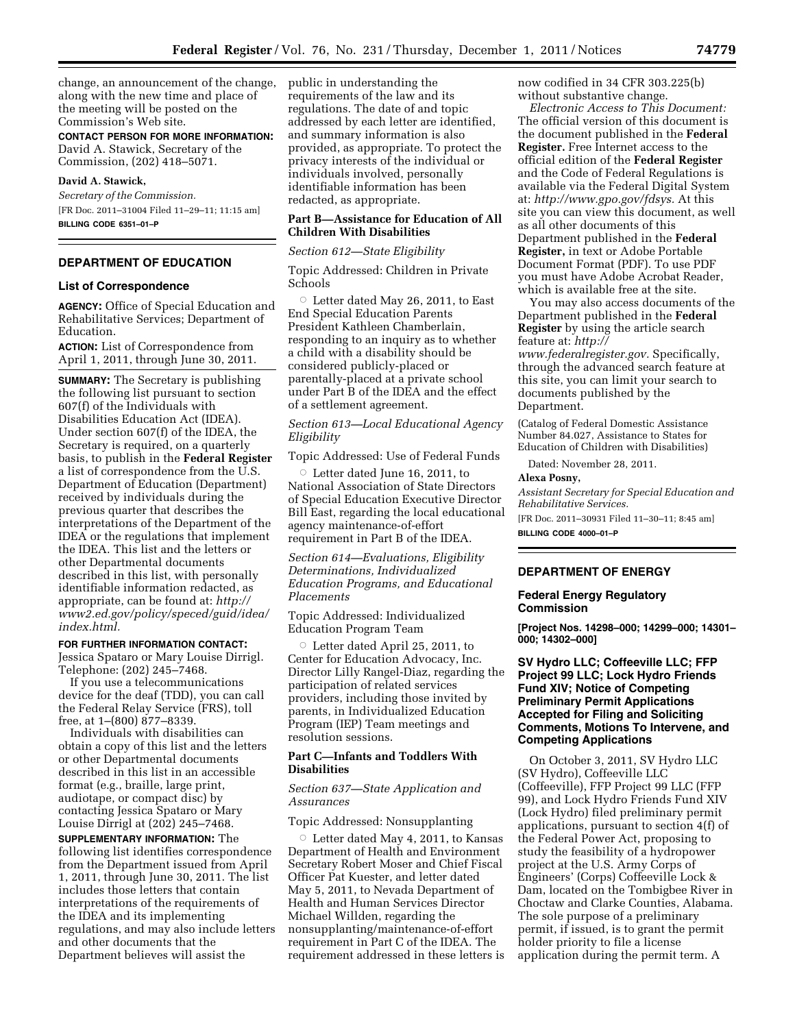change, an announcement of the change, along with the new time and place of the meeting will be posted on the Commission's Web site.

**CONTACT PERSON FOR MORE INFORMATION:** David A. Stawick, Secretary of the Commission, (202) 418–5071.

**David A. Stawick,**

*Secretary of the Commission.*

[FR Doc. 2011–31004 Filed 11–29–11; 11:15 am]

**BILLING CODE 6351–01–P**

## DEPARTMENT OF EDUCATION

### List of Correspondence

**AGENCY:** Office of Special Education and Rehabilitative Services; Department of Education.

**ACTION:** List of Correspondence from April 1, 2011, through June 30, 2011.

**SUMMARY:** The Secretary is publishing the following list pursuant to section 607(f) of the Individuals with Disabilities Education Act (IDEA). Under section 607(f) of the IDEA, the Secretary is required, on a quarterly basis, to publish in the **Federal Register** a list of correspondence from the U.S. Department of Education (Department) received by individuals during the previous quarter that describes the interpretations of the Department of the IDEA or the regulations that implement the IDEA. This list and the letters or other Departmental documents described in this list, with personally identifiable information redacted, as appropriate, can be found at: *http://www2.ed.gov/policy/speced/guid/idea/index.html.*

**FOR FURTHER INFORMATION CONTACT:** Jessica Spataro or Mary Louise Dirrigl. Telephone: (202) 245–7468.

If you use a telecommunications device for the deaf (TDD), you can call the Federal Relay Service (FRS), toll free, at 1–(800) 877–8339.

Individuals with disabilities can obtain a copy of this list and the letters or other Departmental documents described in this list in an accessible format (e.g., braille, large print, audiotape, or compact disc) by contacting Jessica Spataro or Mary Louise Dirrigl at (202) 245–7468.

**SUPPLEMENTARY INFORMATION:** The following list identifies correspondence from the Department issued from April 1, 2011, through June 30, 2011. The list includes those letters that contain interpretations of the requirements of the IDEA and its implementing regulations, and may also include letters and other documents that the Department believes will assist the public in understanding the requirements of the law and its regulations. The date of and topic addressed by each letter are identified, and summary information is also provided, as appropriate. To protect the privacy interests of the individual or individuals involved, personally identifiable information has been redacted, as appropriate.

### Part B—Assistance for Education of All Children With Disabilities

*Section 612—State Eligibility*

Topic Addressed: Children in Private Schools

- Letter dated May 26, 2011, to East End Special Education Parents President Kathleen Chamberlain, responding to an inquiry as to whether a child with a disability should be considered publicly-placed or parentally-placed at a private school under Part B of the IDEA and the effect of a settlement agreement.

*Section 613—Local Educational Agency Eligibility*

Topic Addressed: Use of Federal Funds

- Letter dated June 16, 2011, to National Association of State Directors of Special Education Executive Director Bill East, regarding the local educational agency maintenance-of-effort requirement in Part B of the IDEA.

*Section 614—Evaluations, Eligibility Determinations, Individualized Education Programs, and Educational Placements*

Topic Addressed: Individualized Education Program Team

- Letter dated April 25, 2011, to Center for Education Advocacy, Inc. Director Lilly Rangel-Diaz, regarding the participation of related services providers, including those invited by parents, in Individualized Education Program (IEP) Team meetings and resolution sessions.

### Part C—Infants and Toddlers With Disabilities

*Section 637—State Application and Assurances*

Topic Addressed: Nonsupplanting

- Letter dated May 4, 2011, to Kansas Department of Health and Environment Secretary Robert Moser and Chief Fiscal Officer Pat Kuester, and letter dated May 5, 2011, to Nevada Department of Health and Human Services Director Michael Willden, regarding the nonsupplanting/maintenance-of-effort requirement in Part C of the IDEA. The requirement addressed in these letters is now codified in 34 CFR 303.225(b) without substantive change.

*Electronic Access to This Document:* The official version of this document is the document published in the **Federal Register.** Free Internet access to the official edition of the **Federal Register** and the Code of Federal Regulations is available via the Federal Digital System at: *http://www.gpo.gov/fdsys.* At this site you can view this document, as well as all other documents of this Department published in the **Federal Register,** in text or Adobe Portable Document Format (PDF). To use PDF you must have Adobe Acrobat Reader, which is available free at the site.

You may also access documents of the Department published in the **Federal Register** by using the article search feature at: *http://www.federalregister.gov.* Specifically, through the advanced search feature at this site, you can limit your search to documents published by the Department.

(Catalog of Federal Domestic Assistance Number 84.027, Assistance to States for Education of Children with Disabilities)

Dated: November 28, 2011.

**Alexa Posny,**

*Assistant Secretary for Special Education and Rehabilitative Services.*

[FR Doc. 2011–30931 Filed 11–30–11; 8:45 am]

**BILLING CODE 4000–01–P**

## DEPARTMENT OF ENERGY

### Federal Energy Regulatory Commission

**[Project Nos. 14298–000; 14299–000; 14301–000; 14302–000]**

### SV Hydro LLC; Coffeeville LLC; FFP Project 99 LLC; Lock Hydro Friends Fund XIV; Notice of Competing Preliminary Permit Applications Accepted for Filing and Soliciting Comments, Motions To Intervene, and Competing Applications

On October 3, 2011, SV Hydro LLC (SV Hydro), Coffeeville LLC (Coffeeville), FFP Project 99 LLC (FFP 99), and Lock Hydro Friends Fund XIV (Lock Hydro) filed preliminary permit applications, pursuant to section 4(f) of the Federal Power Act, proposing to study the feasibility of a hydropower project at the U.S. Army Corps of Engineers' (Corps) Coffeeville Lock & Dam, located on the Tombigbee River in Choctaw and Clarke Counties, Alabama. The sole purpose of a preliminary permit, if issued, is to grant the permit holder priority to file a license application during the permit term. A